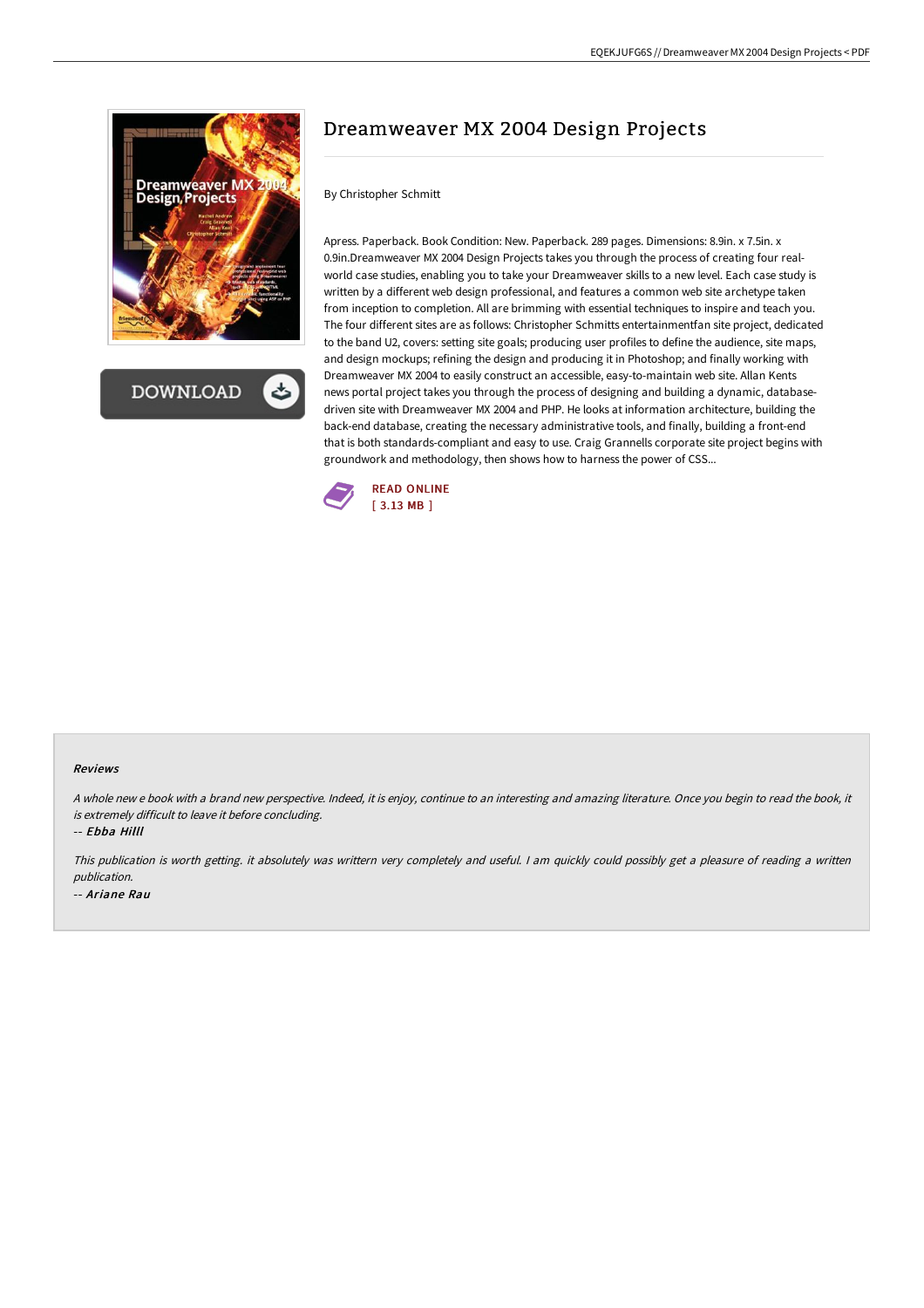# Dreamweaver MX 2004 Design Projects

By Christopher Schmitt

Apress. Paperback. Book Condition: New. Paperback. 289 pages. Dimensions: 8.9in. x 7.5in. x 0.9in.Dreamweaver MX 2004 Design Projects takes you through the process of creating four real-world case studies, enabling you to take your Dreamweaver skills to a new level. Each case study is written by a different web design professional, and features a common web site archetype taken from inception to completion. All are brimming with essential techniques to inspire and teach you. The four different sites are as follows: Christopher Schmitts entertainmentfan site project, dedicated to the band U2, covers: setting site goals; producing user profiles to define the audience, site maps, and design mockups; refining the design and producing it in Photoshop; and finally working with Dreamweaver MX 2004 to easily construct an accessible, easy-to-maintain web site. Allan Kents news portal project takes you through the process of designing and building a dynamic, database-driven site with Dreamweaver MX 2004 and PHP. He looks at information architecture, building the back-end database, creating the necessary administrative tools, and finally, building a front-end that is both standards-compliant and easy to use. Craig Grannells corporate site project begins with groundwork and methodology, then shows how to harness the power of CSS...

READ ONLINE
[ 3.13 MB ]

## Reviews

*A whole new e book with a brand new perspective. Indeed, it is enjoy, continue to an interesting and amazing literature. Once you begin to read the book, it is extremely difficult to leave it before concluding.*

*-- Ebba Hilll*

*This publication is worth getting. it absolutely was writtern very completely and useful. I am quickly could possibly get a pleasure of reading a written publication.*

*-- Ariane Rau*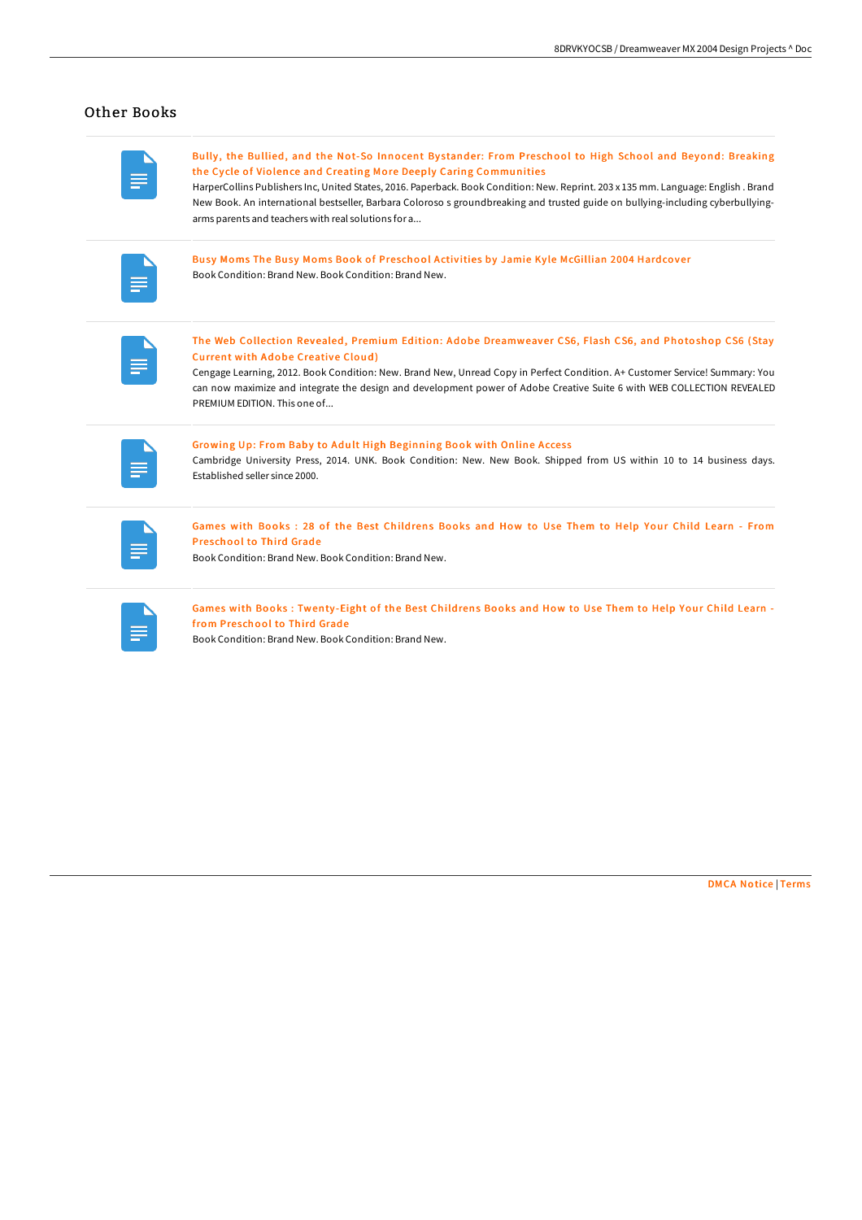## Other Books

**Bully, the Bullied, and the Not-So Innocent Bystander: From Preschool to High School and Beyond: Breaking the Cycle of Violence and Creating More Deeply Caring Communities**

HarperCollins Publishers Inc, United States, 2016. Paperback. Book Condition: New. Reprint. 203 x 135 mm. Language: English . Brand New Book. An international bestseller, Barbara Coloroso s groundbreaking and trusted guide on bullying-including cyberbullying-arms parents and teachers with real solutions for a...

**Busy Moms The Busy Moms Book of Preschool Activities by Jamie Kyle McGillian 2004 Hardcover**

Book Condition: Brand New. Book Condition: Brand New.

**The Web Collection Revealed, Premium Edition: Adobe Dreamweaver CS6, Flash CS6, and Photoshop CS6 (Stay Current with Adobe Creative Cloud)**

Cengage Learning, 2012. Book Condition: New. Brand New, Unread Copy in Perfect Condition. A+ Customer Service! Summary: You can now maximize and integrate the design and development power of Adobe Creative Suite 6 with WEB COLLECTION REVEALED PREMIUM EDITION. This one of...

**Growing Up: From Baby to Adult High Beginning Book with Online Access**

Cambridge University Press, 2014. UNK. Book Condition: New. New Book. Shipped from US within 10 to 14 business days. Established seller since 2000.

**Games with Books : 28 of the Best Childrens Books and How to Use Them to Help Your Child Learn - From Preschool to Third Grade**

Book Condition: Brand New. Book Condition: Brand New.

**Games with Books : Twenty-Eight of the Best Childrens Books and How to Use Them to Help Your Child Learn - from Preschool to Third Grade**

Book Condition: Brand New. Book Condition: Brand New.

DMCA Notice | Terms